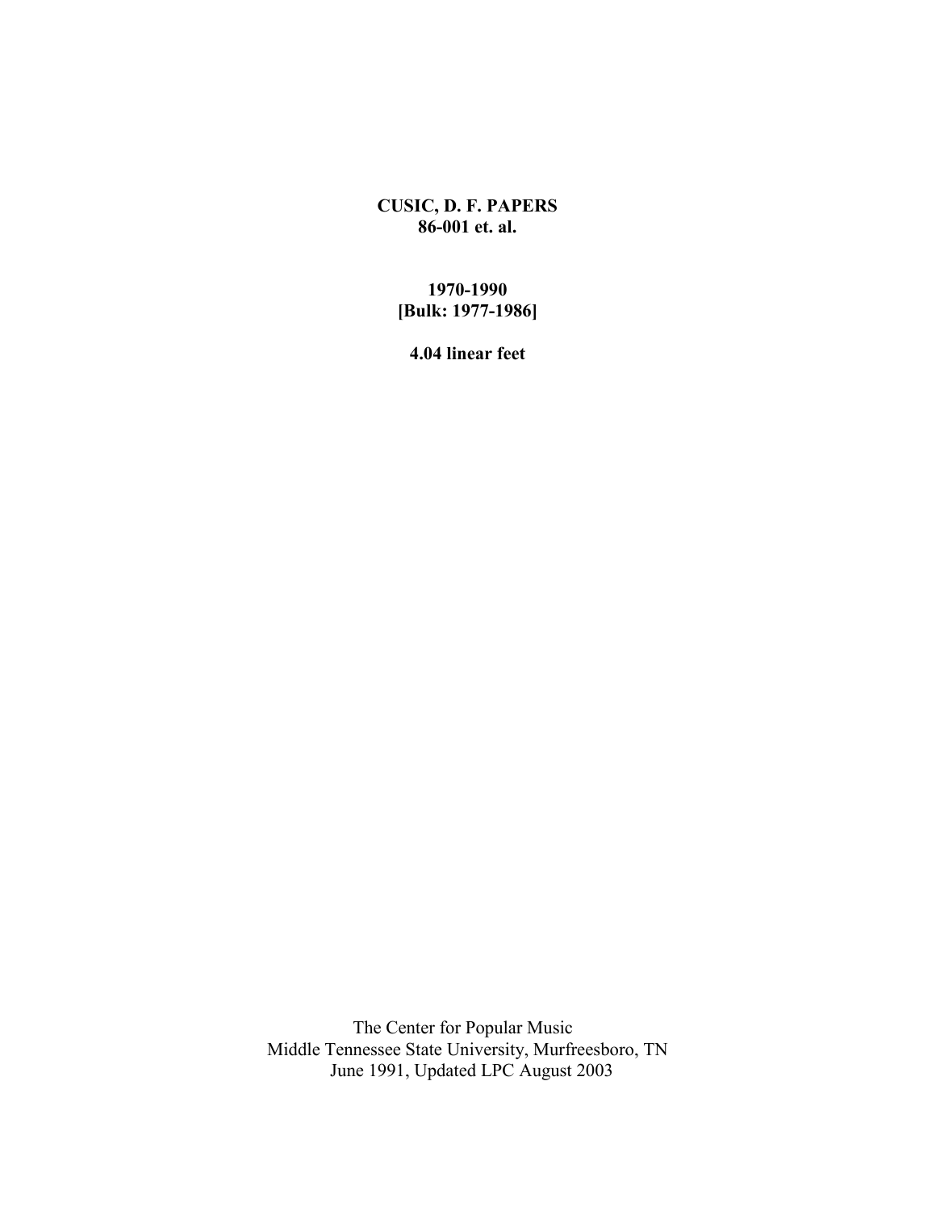**CUSIC, D. F. PAPERS**
**86-001 et. al.**

**1970-1990**
**[Bulk: 1977-1986]**

**4.04 linear feet**

The Center for Popular Music
Middle Tennessee State University, Murfreesboro, TN
June 1991, Updated LPC August 2003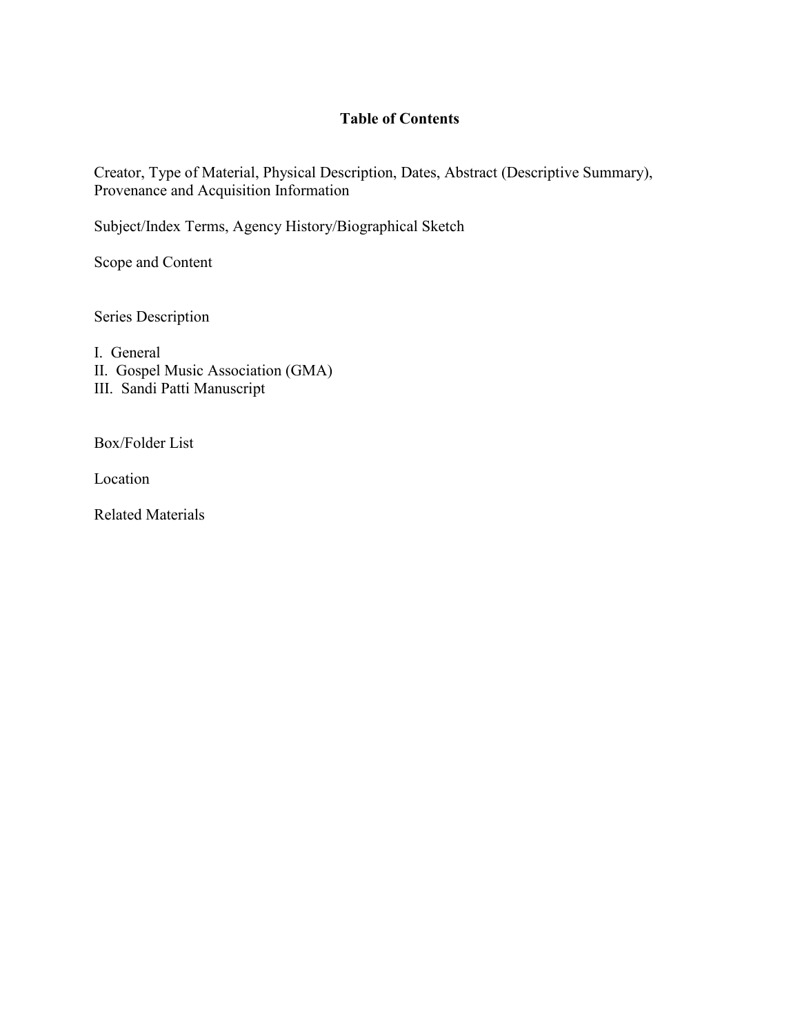# Table of Contents

Creator, Type of Material, Physical Description, Dates, Abstract (Descriptive Summary), Provenance and Acquisition Information

Subject/Index Terms, Agency History/Biographical Sketch

Scope and Content

Series Description

I. General
II. Gospel Music Association (GMA)
III. Sandi Patti Manuscript

Box/Folder List

Location

Related Materials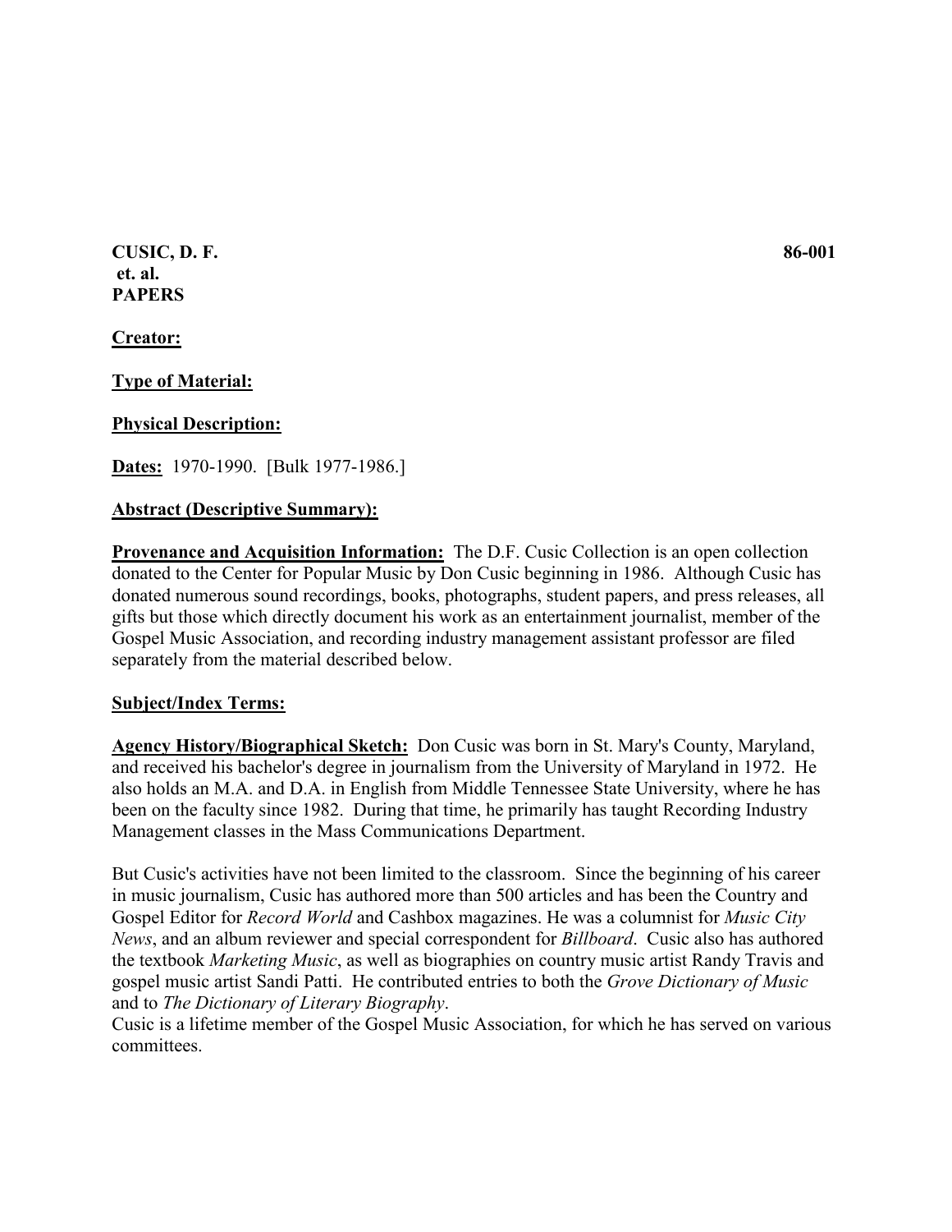**CUSIC, D. F.** **86-001**
**et. al.**
**PAPERS**

**Creator:**

**Type of Material:**

**Physical Description:**

**Dates:** 1970-1990. [Bulk 1977-1986.]

**Abstract (Descriptive Summary):**

**Provenance and Acquisition Information:** The D.F. Cusic Collection is an open collection donated to the Center for Popular Music by Don Cusic beginning in 1986. Although Cusic has donated numerous sound recordings, books, photographs, student papers, and press releases, all gifts but those which directly document his work as an entertainment journalist, member of the Gospel Music Association, and recording industry management assistant professor are filed separately from the material described below.

**Subject/Index Terms:**

**Agency History/Biographical Sketch:** Don Cusic was born in St. Mary's County, Maryland, and received his bachelor's degree in journalism from the University of Maryland in 1972. He also holds an M.A. and D.A. in English from Middle Tennessee State University, where he has been on the faculty since 1982. During that time, he primarily has taught Recording Industry Management classes in the Mass Communications Department.

But Cusic's activities have not been limited to the classroom. Since the beginning of his career in music journalism, Cusic has authored more than 500 articles and has been the Country and Gospel Editor for *Record World* and Cashbox magazines. He was a columnist for *Music City News*, and an album reviewer and special correspondent for *Billboard*. Cusic also has authored the textbook *Marketing Music*, as well as biographies on country music artist Randy Travis and gospel music artist Sandi Patti. He contributed entries to both the *Grove Dictionary of Music* and to *The Dictionary of Literary Biography*.

Cusic is a lifetime member of the Gospel Music Association, for which he has served on various committees.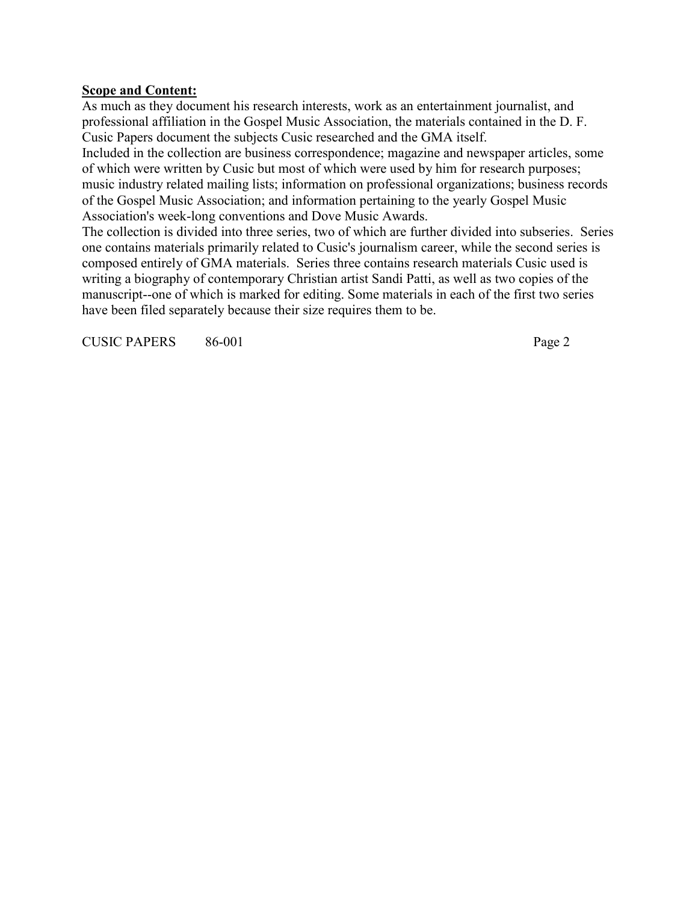**Scope and Content:**

As much as they document his research interests, work as an entertainment journalist, and professional affiliation in the Gospel Music Association, the materials contained in the D. F. Cusic Papers document the subjects Cusic researched and the GMA itself.

Included in the collection are business correspondence; magazine and newspaper articles, some of which were written by Cusic but most of which were used by him for research purposes; music industry related mailing lists; information on professional organizations; business records of the Gospel Music Association; and information pertaining to the yearly Gospel Music Association's week-long conventions and Dove Music Awards.

The collection is divided into three series, two of which are further divided into subseries. Series one contains materials primarily related to Cusic's journalism career, while the second series is composed entirely of GMA materials. Series three contains research materials Cusic used is writing a biography of contemporary Christian artist Sandi Patti, as well as two copies of the manuscript--one of which is marked for editing. Some materials in each of the first two series have been filed separately because their size requires them to be.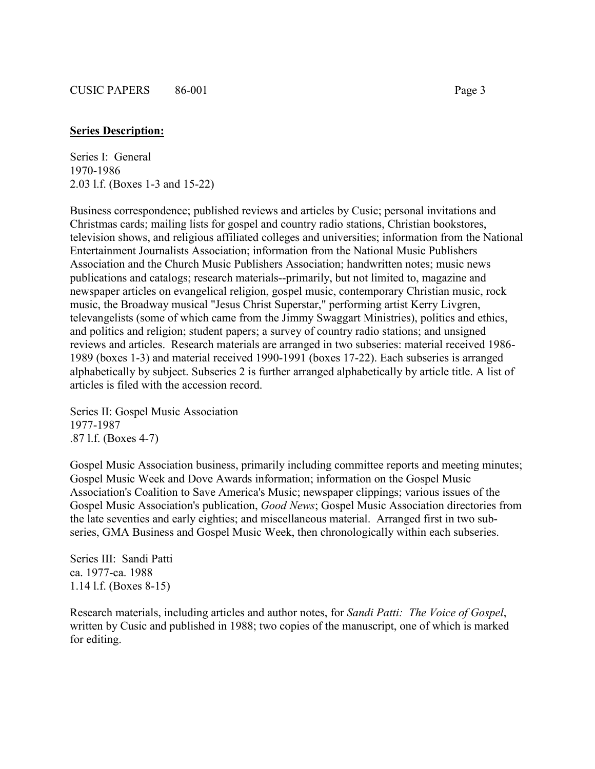**Series Description:**

Series I: General
1970-1986
2.03 l.f. (Boxes 1-3 and 15-22)

Business correspondence; published reviews and articles by Cusic; personal invitations and Christmas cards; mailing lists for gospel and country radio stations, Christian bookstores, television shows, and religious affiliated colleges and universities; information from the National Entertainment Journalists Association; information from the National Music Publishers Association and the Church Music Publishers Association; handwritten notes; music news publications and catalogs; research materials--primarily, but not limited to, magazine and newspaper articles on evangelical religion, gospel music, contemporary Christian music, rock music, the Broadway musical "Jesus Christ Superstar," performing artist Kerry Livgren, televangelists (some of which came from the Jimmy Swaggart Ministries), politics and ethics, and politics and religion; student papers; a survey of country radio stations; and unsigned reviews and articles. Research materials are arranged in two subseries: material received 1986-1989 (boxes 1-3) and material received 1990-1991 (boxes 17-22). Each subseries is arranged alphabetically by subject. Subseries 2 is further arranged alphabetically by article title. A list of articles is filed with the accession record.

Series II: Gospel Music Association
1977-1987
.87 l.f. (Boxes 4-7)

Gospel Music Association business, primarily including committee reports and meeting minutes; Gospel Music Week and Dove Awards information; information on the Gospel Music Association's Coalition to Save America's Music; newspaper clippings; various issues of the Gospel Music Association's publication, *Good News*; Gospel Music Association directories from the late seventies and early eighties; and miscellaneous material. Arranged first in two sub-series, GMA Business and Gospel Music Week, then chronologically within each subseries.

Series III: Sandi Patti
ca. 1977-ca. 1988
1.14 l.f. (Boxes 8-15)

Research materials, including articles and author notes, for *Sandi Patti: The Voice of Gospel*, written by Cusic and published in 1988; two copies of the manuscript, one of which is marked for editing.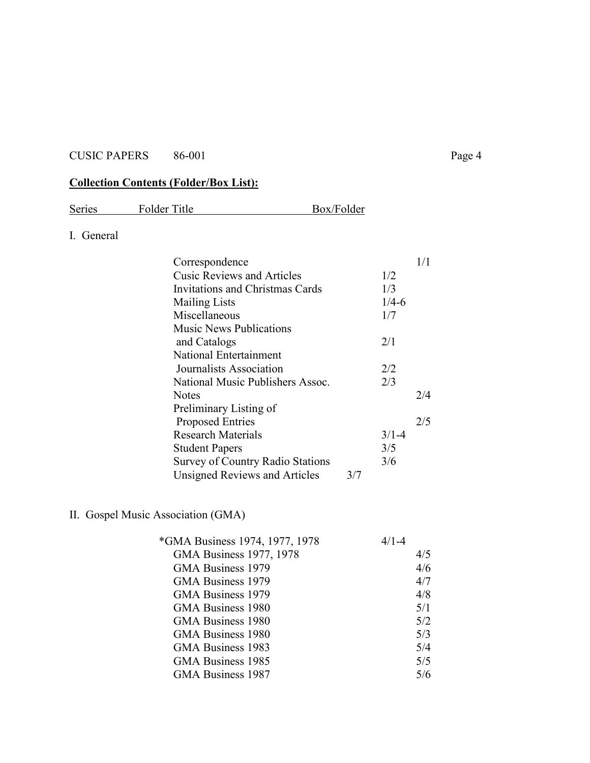**Collection Contents (Folder/Box List):**

| Series | Folder Title | Box/Folder |
|---|---|---|
| I. General | | |
| | Correspondence | 1/1 |
| | Cusic Reviews and Articles | 1/2 |
| | Invitations and Christmas Cards | 1/3 |
| | Mailing Lists | 1/4-6 |
| | Miscellaneous | 1/7 |
| | Music News Publications and Catalogs | 2/1 |
| | National Entertainment Journalists Association | 2/2 |
| | National Music Publishers Assoc. | 2/3 |
| | Notes | 2/4 |
| | Preliminary Listing of Proposed Entries | 2/5 |
| | Research Materials | 3/1-4 |
| | Student Papers | 3/5 |
| | Survey of Country Radio Stations | 3/6 |
| | Unsigned Reviews and Articles | 3/7 |
| II. Gospel Music Association (GMA) | | |
| | *GMA Business 1974, 1977, 1978 | 4/1-4 |
| | GMA Business 1977, 1978 | 4/5 |
| | GMA Business 1979 | 4/6 |
| | GMA Business 1979 | 4/7 |
| | GMA Business 1979 | 4/8 |
| | GMA Business 1980 | 5/1 |
| | GMA Business 1980 | 5/2 |
| | GMA Business 1980 | 5/3 |
| | GMA Business 1983 | 5/4 |
| | GMA Business 1985 | 5/5 |
| | GMA Business 1987 | 5/6 |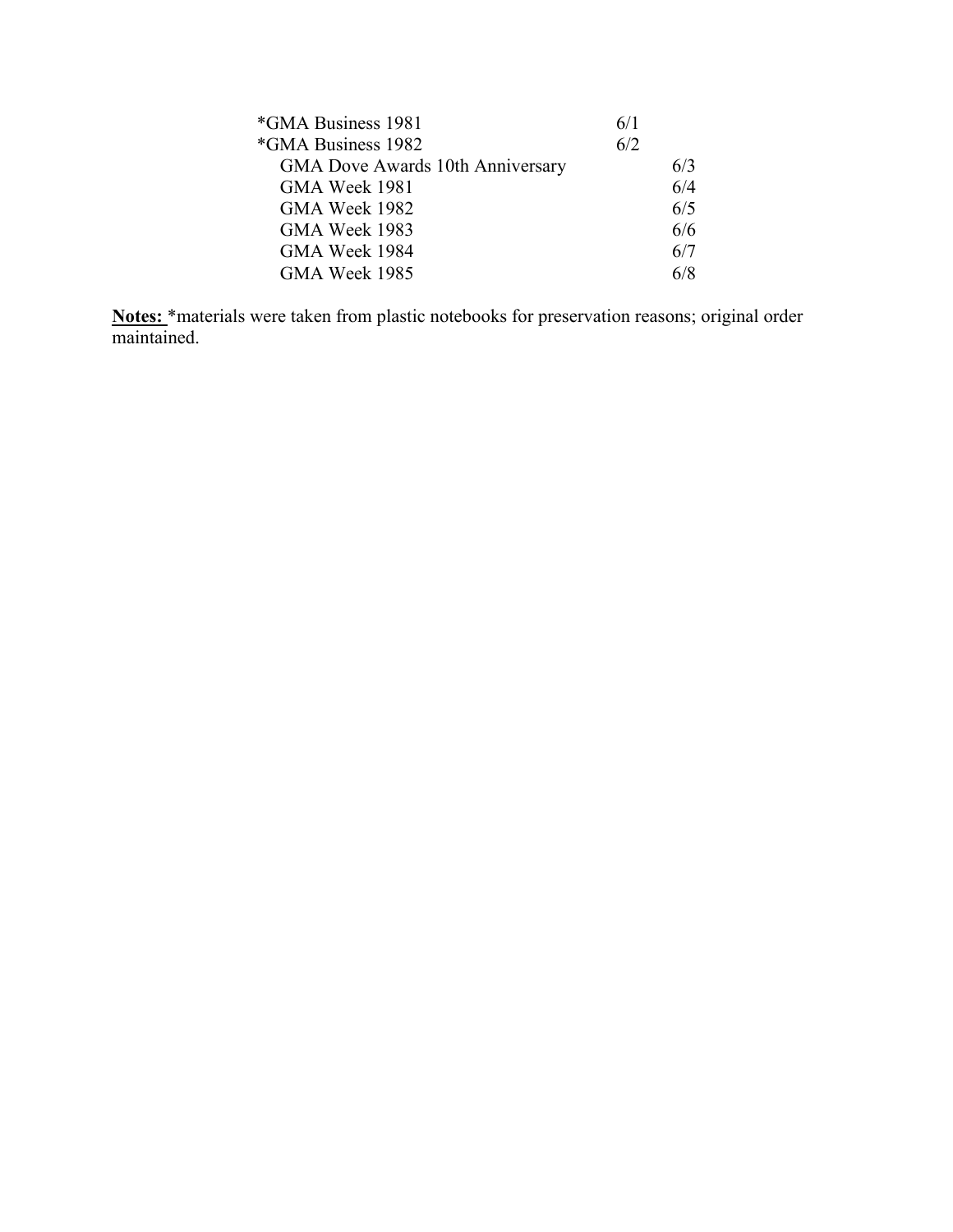| | |
|---|---|
| *GMA Business 1981 | 6/1 |
| *GMA Business 1982 | 6/2 |
| GMA Dove Awards 10th Anniversary | 6/3 |
| GMA Week 1981 | 6/4 |
| GMA Week 1982 | 6/5 |
| GMA Week 1983 | 6/6 |
| GMA Week 1984 | 6/7 |
| GMA Week 1985 | 6/8 |

**Notes:** *materials were taken from plastic notebooks for preservation reasons; original order maintained.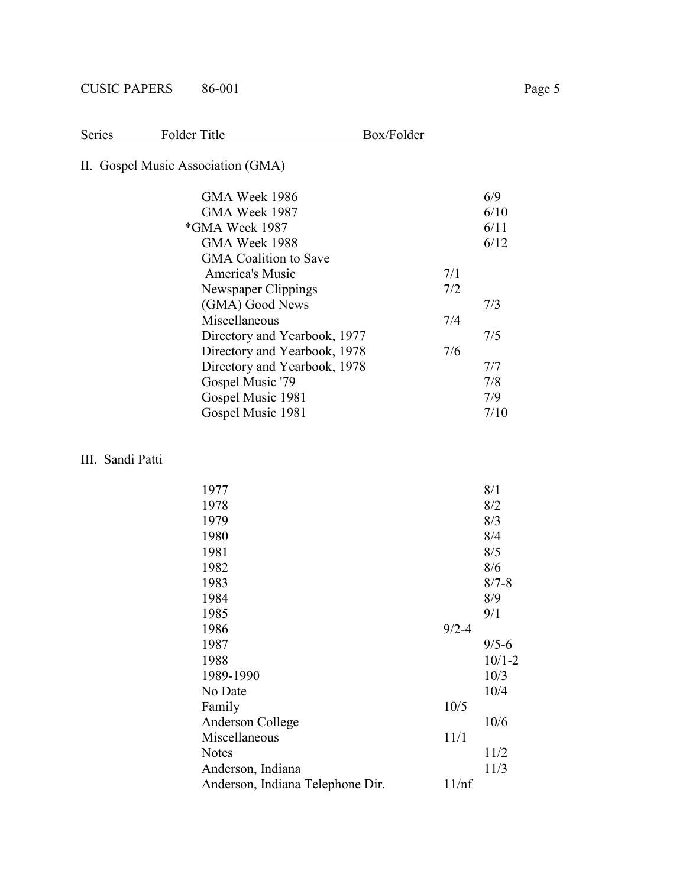CUSIC PAPERS 86-001

| Series | Folder Title | Box/Folder |
|---|---|---|

## II. Gospel Music Association (GMA)

| Folder Title | Box/Folder |
|---|---|
| GMA Week 1986 | 6/9 |
| GMA Week 1987 | 6/10 |
| *GMA Week 1987 | 6/11 |
| GMA Week 1988 | 6/12 |
| GMA Coalition to Save America's Music | 7/1 |
| Newspaper Clippings | 7/2 |
| (GMA) Good News | 7/3 |
| Miscellaneous | 7/4 |
| Directory and Yearbook, 1977 | 7/5 |
| Directory and Yearbook, 1978 | 7/6 |
| Directory and Yearbook, 1978 | 7/7 |
| Gospel Music '79 | 7/8 |
| Gospel Music 1981 | 7/9 |
| Gospel Music 1981 | 7/10 |

## III. Sandi Patti

| Folder Title | Box/Folder |
|---|---|
| 1977 | 8/1 |
| 1978 | 8/2 |
| 1979 | 8/3 |
| 1980 | 8/4 |
| 1981 | 8/5 |
| 1982 | 8/6 |
| 1983 | 8/7-8 |
| 1984 | 8/9 |
| 1985 | 9/1 |
| 1986 | 9/2-4 |
| 1987 | 9/5-6 |
| 1988 | 10/1-2 |
| 1989-1990 | 10/3 |
| No Date | 10/4 |
| Family | 10/5 |
| Anderson College | 10/6 |
| Miscellaneous | 11/1 |
| Notes | 11/2 |
| Anderson, Indiana | 11/3 |
| Anderson, Indiana Telephone Dir. | 11/nf |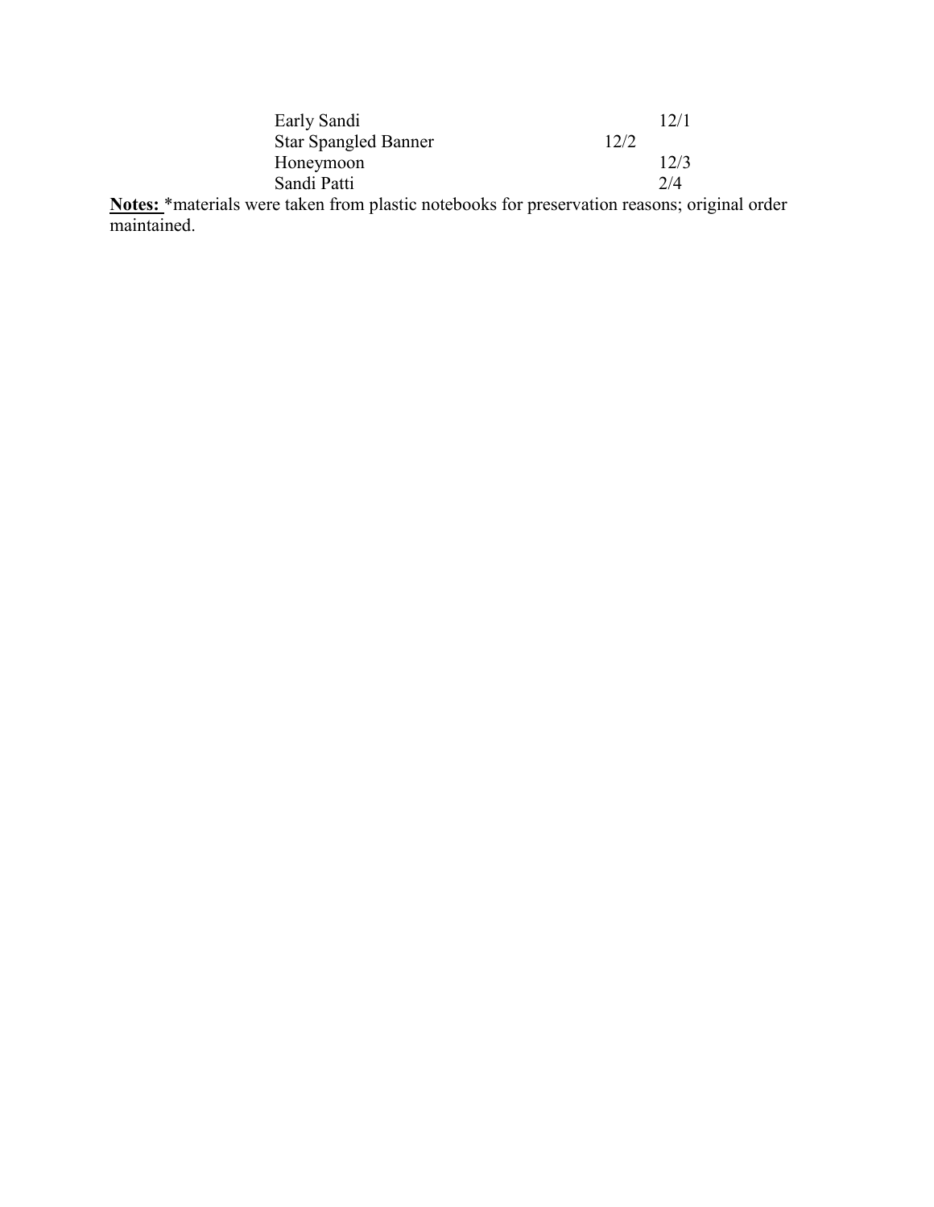| | |
|---|---|
| Early Sandi | 12/1 |
| Star Spangled Banner | 12/2 |
| Honeymoon | 12/3 |
| Sandi Patti | 2/4 |

**Notes:** *materials were taken from plastic notebooks for preservation reasons; original order maintained.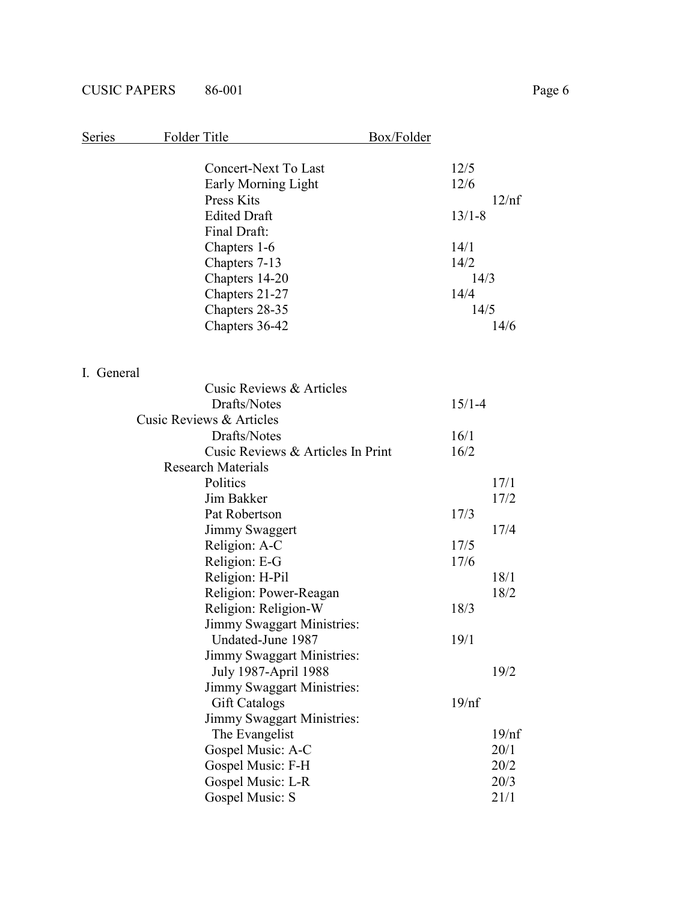| Series | Folder Title | Box/Folder |
|---|---|---|
| | Concert-Next To Last | 12/5 |
| | Early Morning Light | 12/6 |
| | Press Kits | 12/nf |
| | Edited Draft | 13/1-8 |
| | Final Draft: | |
| | Chapters 1-6 | 14/1 |
| | Chapters 7-13 | 14/2 |
| | Chapters 14-20 | 14/3 |
| | Chapters 21-27 | 14/4 |
| | Chapters 28-35 | 14/5 |
| | Chapters 36-42 | 14/6 |
| I. General | | |
| | Cusic Reviews & Articles Drafts/Notes | 15/1-4 |
| | Cusic Reviews & Articles Drafts/Notes | 16/1 |
| | Cusic Reviews & Articles In Print | 16/2 |
| | Research Materials | |
| | Politics | 17/1 |
| | Jim Bakker | 17/2 |
| | Pat Robertson | 17/3 |
| | Jimmy Swaggert | 17/4 |
| | Religion: A-C | 17/5 |
| | Religion: E-G | 17/6 |
| | Religion: H-Pil | 18/1 |
| | Religion: Power-Reagan | 18/2 |
| | Religion: Religion-W | 18/3 |
| | Jimmy Swaggart Ministries: Undated-June 1987 | 19/1 |
| | Jimmy Swaggart Ministries: July 1987-April 1988 | 19/2 |
| | Jimmy Swaggart Ministries: Gift Catalogs | 19/nf |
| | Jimmy Swaggart Ministries: The Evangelist | 19/nf |
| | Gospel Music: A-C | 20/1 |
| | Gospel Music: F-H | 20/2 |
| | Gospel Music: L-R | 20/3 |
| | Gospel Music: S | 21/1 |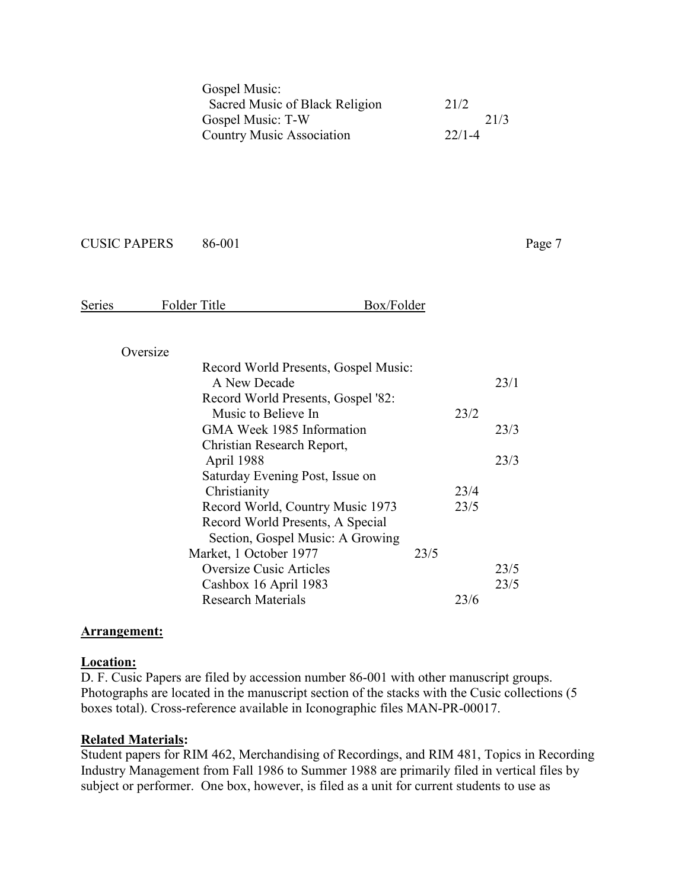| Series | Folder Title | Box/Folder |
|---|---|---|
| | Gospel Music: Sacred Music of Black Religion | 21/2 |
| | Gospel Music: T-W | 21/3 |
| | Country Music Association | 22/1-4 |

| Series | Folder Title | Box/Folder |
|---|---|---|
| Oversize | | |
| | Record World Presents, Gospel Music: A New Decade | 23/1 |
| | Record World Presents, Gospel '82: Music to Believe In | 23/2 |
| | GMA Week 1985 Information | 23/3 |
| | Christian Research Report, April 1988 | 23/3 |
| | Saturday Evening Post, Issue on Christianity | 23/4 |
| | Record World, Country Music 1973 | 23/5 |
| | Record World Presents, A Special Section, Gospel Music: A Growing Market, 1 October 1977 | 23/5 |
| | Oversize Cusic Articles | 23/5 |
| | Cashbox 16 April 1983 | 23/5 |
| | Research Materials | 23/6 |

**Arrangement:**

**Location:**
D. F. Cusic Papers are filed by accession number 86-001 with other manuscript groups. Photographs are located in the manuscript section of the stacks with the Cusic collections (5 boxes total). Cross-reference available in Iconographic files MAN-PR-00017.

**Related Materials:**
Student papers for RIM 462, Merchandising of Recordings, and RIM 481, Topics in Recording Industry Management from Fall 1986 to Summer 1988 are primarily filed in vertical files by subject or performer. One box, however, is filed as a unit for current students to use as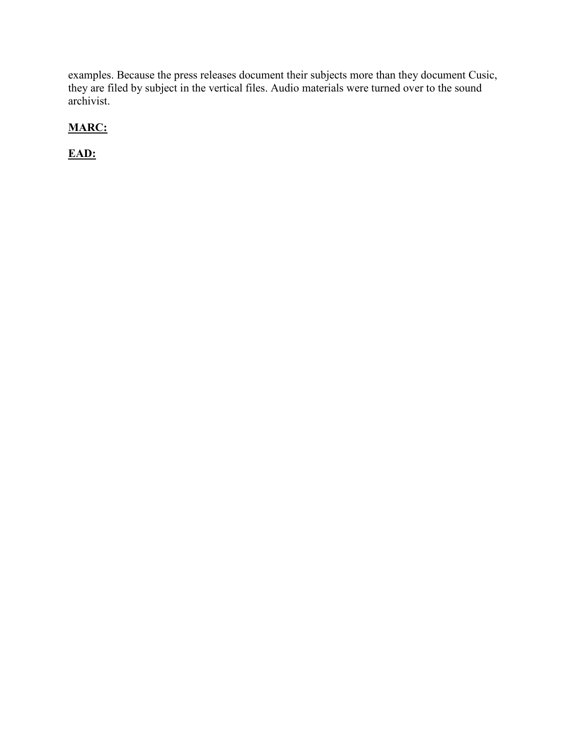examples. Because the press releases document their subjects more than they document Cusic, they are filed by subject in the vertical files. Audio materials were turned over to the sound archivist.

**MARC:**

**EAD:**